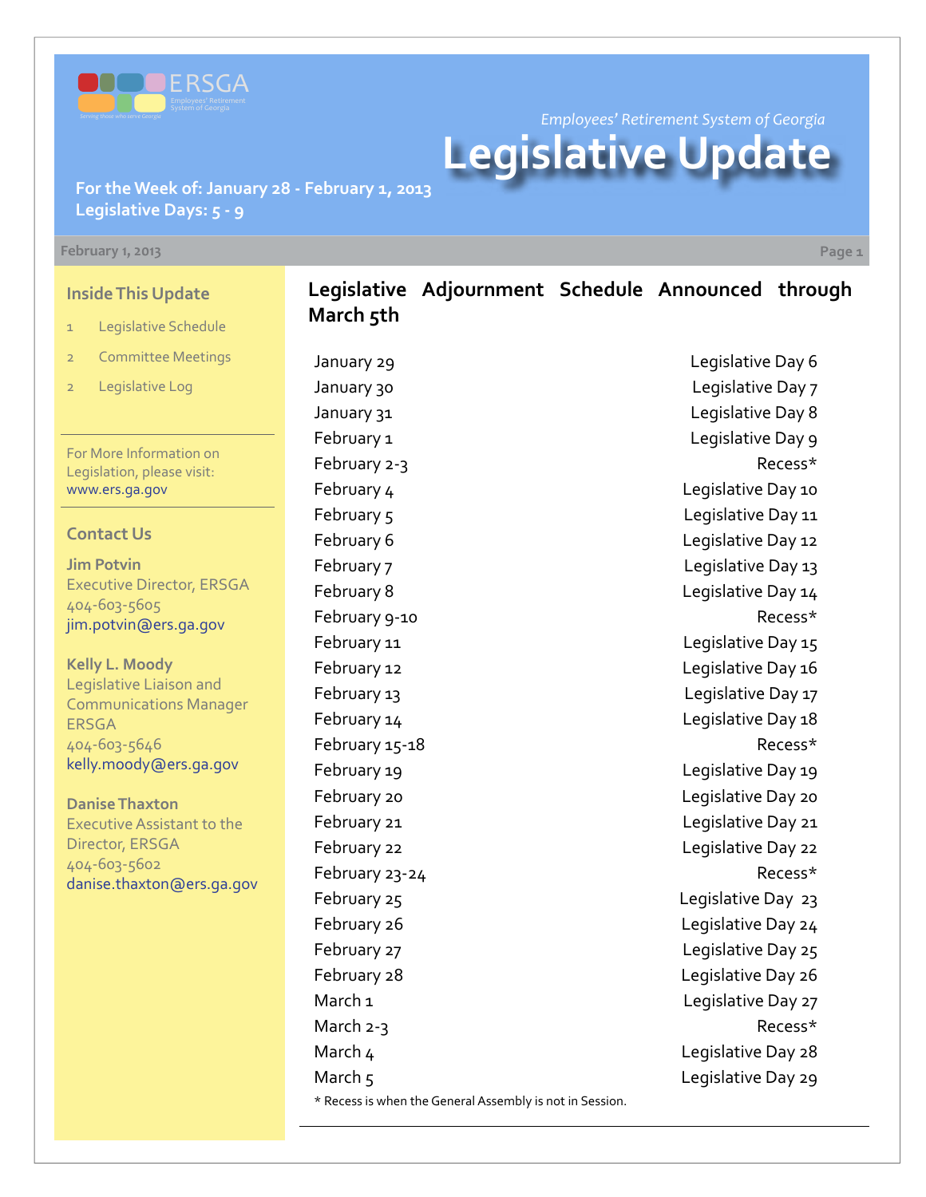ERSGA

*Employees' Retirement System of Georgia*

# Legislative Update

**For the Week of: January 28 - February 1, 2013**
**Legislative Days: 5 - 9**

**February 1, 2013**

## Inside This Update

1 Legislative Schedule

2 Committee Meetings

2 Legislative Log

For More Information on Legislation, please visit: www.ers.ga.gov

## Contact Us

**Jim Potvin**
Executive Director, ERSGA
404-603-5605
jim.potvin@ers.ga.gov

**Kelly L. Moody**
Legislative Liaison and Communications Manager ERSGA
404-603-5646
kelly.moody@ers.ga.gov

**Danise Thaxton**
Executive Assistant to the Director, ERSGA
404-603-5602
danise.thaxton@ers.ga.gov

## Legislative Adjournment Schedule Announced through March 5th

| Date | Day |
|---|---|
| January 29 | Legislative Day 6 |
| January 30 | Legislative Day 7 |
| January 31 | Legislative Day 8 |
| February 1 | Legislative Day 9 |
| February 2-3 | Recess* |
| February 4 | Legislative Day 10 |
| February 5 | Legislative Day 11 |
| February 6 | Legislative Day 12 |
| February 7 | Legislative Day 13 |
| February 8 | Legislative Day 14 |
| February 9-10 | Recess* |
| February 11 | Legislative Day 15 |
| February 12 | Legislative Day 16 |
| February 13 | Legislative Day 17 |
| February 14 | Legislative Day 18 |
| February 15-18 | Recess* |
| February 19 | Legislative Day 19 |
| February 20 | Legislative Day 20 |
| February 21 | Legislative Day 21 |
| February 22 | Legislative Day 22 |
| February 23-24 | Recess* |
| February 25 | Legislative Day 23 |
| February 26 | Legislative Day 24 |
| February 27 | Legislative Day 25 |
| February 28 | Legislative Day 26 |
| March 1 | Legislative Day 27 |
| March 2-3 | Recess* |
| March 4 | Legislative Day 28 |
| March 5 | Legislative Day 29 |

* Recess is when the General Assembly is not in Session.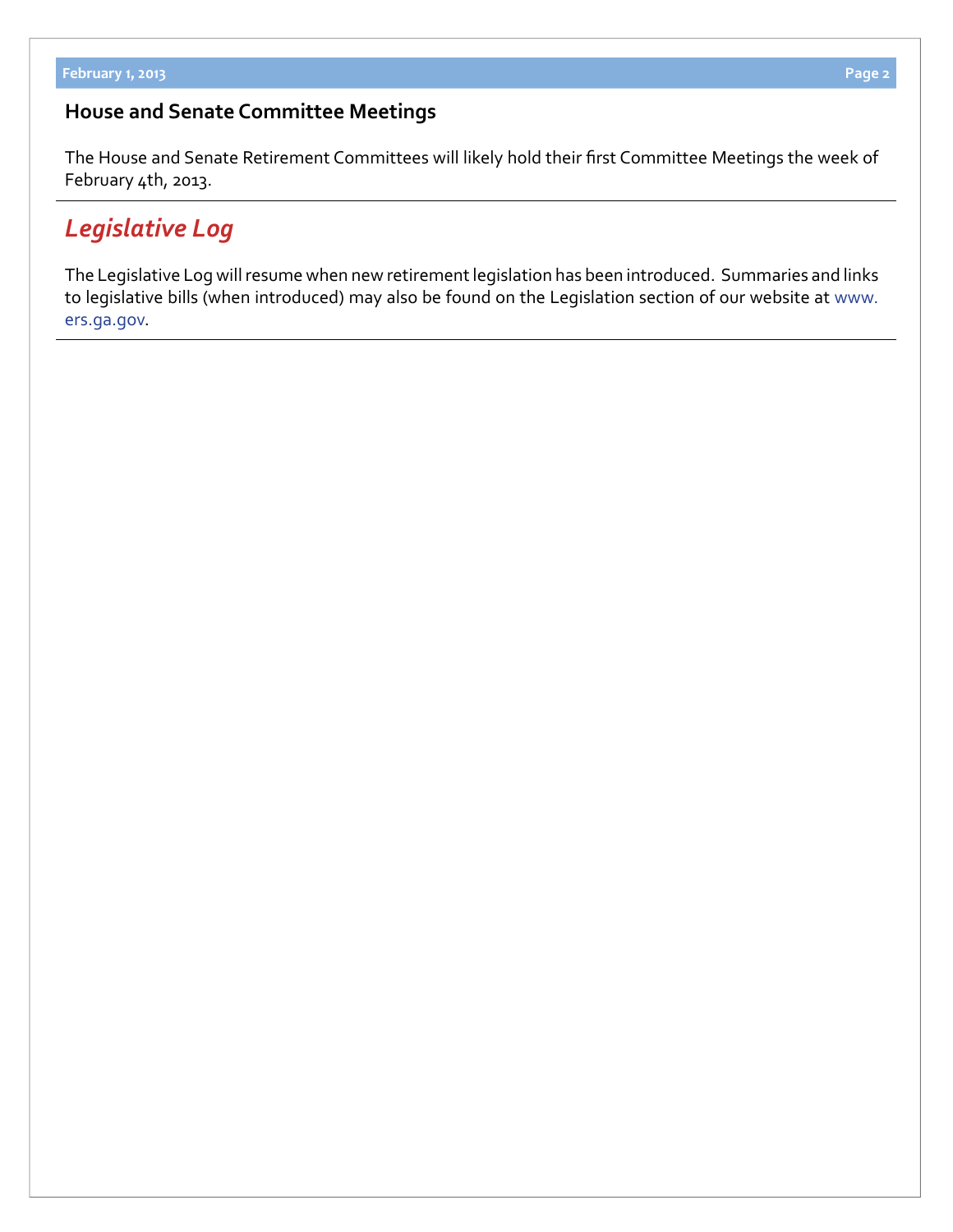## House and Senate Committee Meetings

The House and Senate Retirement Committees will likely hold their first Committee Meetings the week of February 4th, 2013.

---

## *Legislative Log*

The Legislative Log will resume when new retirement legislation has been introduced. Summaries and links to legislative bills (when introduced) may also be found on the Legislation section of our website at www.ers.ga.gov.